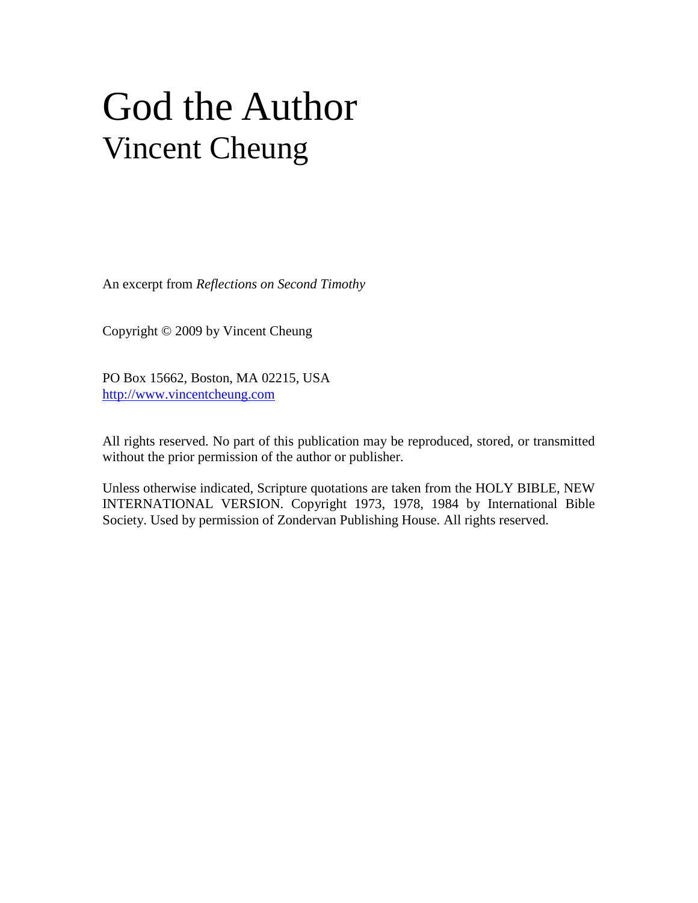# God the Author

## Vincent Cheung

An excerpt from *Reflections on Second Timothy*

Copyright © 2009 by Vincent Cheung

PO Box 15662, Boston, MA 02215, USA
http://www.vincentcheung.com

All rights reserved. No part of this publication may be reproduced, stored, or transmitted without the prior permission of the author or publisher.

Unless otherwise indicated, Scripture quotations are taken from the HOLY BIBLE, NEW INTERNATIONAL VERSION. Copyright 1973, 1978, 1984 by International Bible Society. Used by permission of Zondervan Publishing House. All rights reserved.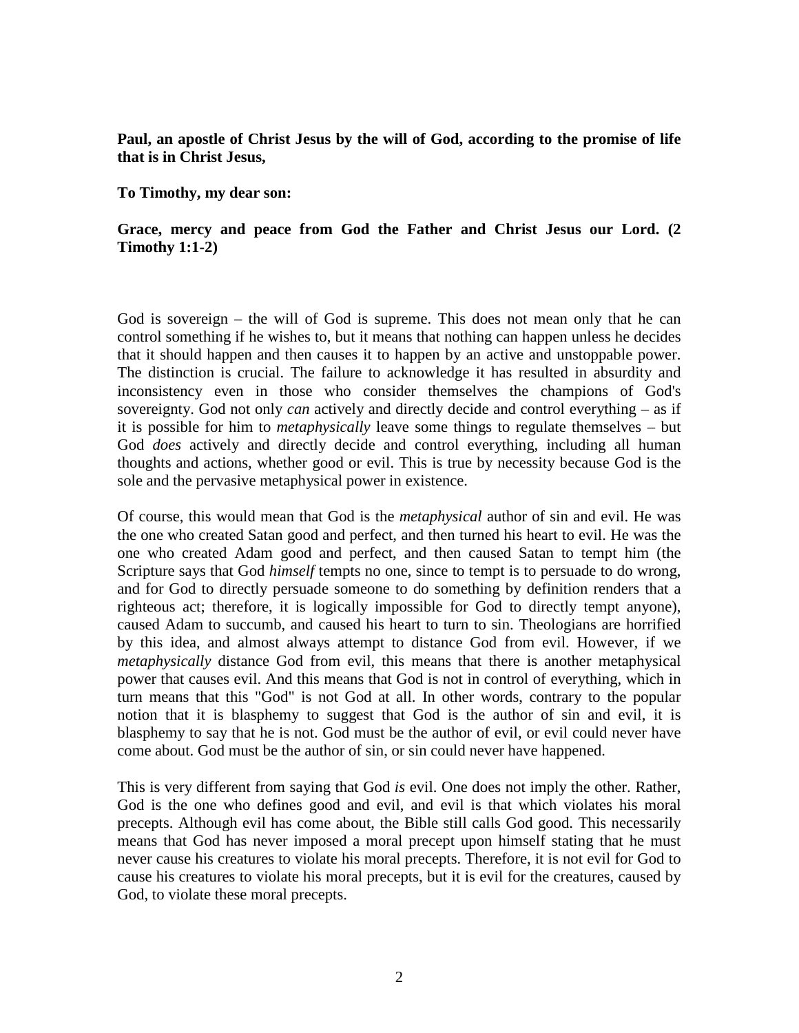**Paul, an apostle of Christ Jesus by the will of God, according to the promise of life that is in Christ Jesus,**

**To Timothy, my dear son:**

**Grace, mercy and peace from God the Father and Christ Jesus our Lord. (2 Timothy 1:1-2)**

God is sovereign – the will of God is supreme. This does not mean only that he can control something if he wishes to, but it means that nothing can happen unless he decides that it should happen and then causes it to happen by an active and unstoppable power. The distinction is crucial. The failure to acknowledge it has resulted in absurdity and inconsistency even in those who consider themselves the champions of God's sovereignty. God not only *can* actively and directly decide and control everything – as if it is possible for him to *metaphysically* leave some things to regulate themselves – but God *does* actively and directly decide and control everything, including all human thoughts and actions, whether good or evil. This is true by necessity because God is the sole and the pervasive metaphysical power in existence.

Of course, this would mean that God is the *metaphysical* author of sin and evil. He was the one who created Satan good and perfect, and then turned his heart to evil. He was the one who created Adam good and perfect, and then caused Satan to tempt him (the Scripture says that God *himself* tempts no one, since to tempt is to persuade to do wrong, and for God to directly persuade someone to do something by definition renders that a righteous act; therefore, it is logically impossible for God to directly tempt anyone), caused Adam to succumb, and caused his heart to turn to sin. Theologians are horrified by this idea, and almost always attempt to distance God from evil. However, if we *metaphysically* distance God from evil, this means that there is another metaphysical power that causes evil. And this means that God is not in control of everything, which in turn means that this "God" is not God at all. In other words, contrary to the popular notion that it is blasphemy to suggest that God is the author of sin and evil, it is blasphemy to say that he is not. God must be the author of evil, or evil could never have come about. God must be the author of sin, or sin could never have happened.

This is very different from saying that God *is* evil. One does not imply the other. Rather, God is the one who defines good and evil, and evil is that which violates his moral precepts. Although evil has come about, the Bible still calls God good. This necessarily means that God has never imposed a moral precept upon himself stating that he must never cause his creatures to violate his moral precepts. Therefore, it is not evil for God to cause his creatures to violate his moral precepts, but it is evil for the creatures, caused by God, to violate these moral precepts.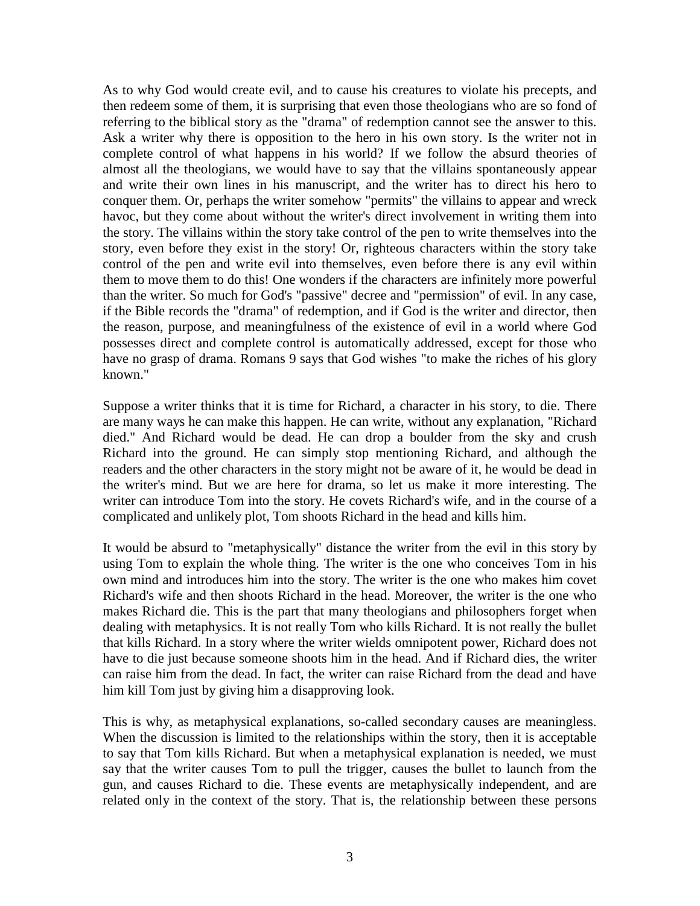As to why God would create evil, and to cause his creatures to violate his precepts, and then redeem some of them, it is surprising that even those theologians who are so fond of referring to the biblical story as the "drama" of redemption cannot see the answer to this. Ask a writer why there is opposition to the hero in his own story. Is the writer not in complete control of what happens in his world? If we follow the absurd theories of almost all the theologians, we would have to say that the villains spontaneously appear and write their own lines in his manuscript, and the writer has to direct his hero to conquer them. Or, perhaps the writer somehow "permits" the villains to appear and wreck havoc, but they come about without the writer's direct involvement in writing them into the story. The villains within the story take control of the pen to write themselves into the story, even before they exist in the story! Or, righteous characters within the story take control of the pen and write evil into themselves, even before there is any evil within them to move them to do this! One wonders if the characters are infinitely more powerful than the writer. So much for God's "passive" decree and "permission" of evil. In any case, if the Bible records the "drama" of redemption, and if God is the writer and director, then the reason, purpose, and meaningfulness of the existence of evil in a world where God possesses direct and complete control is automatically addressed, except for those who have no grasp of drama. Romans 9 says that God wishes "to make the riches of his glory known."

Suppose a writer thinks that it is time for Richard, a character in his story, to die. There are many ways he can make this happen. He can write, without any explanation, "Richard died." And Richard would be dead. He can drop a boulder from the sky and crush Richard into the ground. He can simply stop mentioning Richard, and although the readers and the other characters in the story might not be aware of it, he would be dead in the writer's mind. But we are here for drama, so let us make it more interesting. The writer can introduce Tom into the story. He covets Richard's wife, and in the course of a complicated and unlikely plot, Tom shoots Richard in the head and kills him.

It would be absurd to "metaphysically" distance the writer from the evil in this story by using Tom to explain the whole thing. The writer is the one who conceives Tom in his own mind and introduces him into the story. The writer is the one who makes him covet Richard's wife and then shoots Richard in the head. Moreover, the writer is the one who makes Richard die. This is the part that many theologians and philosophers forget when dealing with metaphysics. It is not really Tom who kills Richard. It is not really the bullet that kills Richard. In a story where the writer wields omnipotent power, Richard does not have to die just because someone shoots him in the head. And if Richard dies, the writer can raise him from the dead. In fact, the writer can raise Richard from the dead and have him kill Tom just by giving him a disapproving look.

This is why, as metaphysical explanations, so-called secondary causes are meaningless. When the discussion is limited to the relationships within the story, then it is acceptable to say that Tom kills Richard. But when a metaphysical explanation is needed, we must say that the writer causes Tom to pull the trigger, causes the bullet to launch from the gun, and causes Richard to die. These events are metaphysically independent, and are related only in the context of the story. That is, the relationship between these persons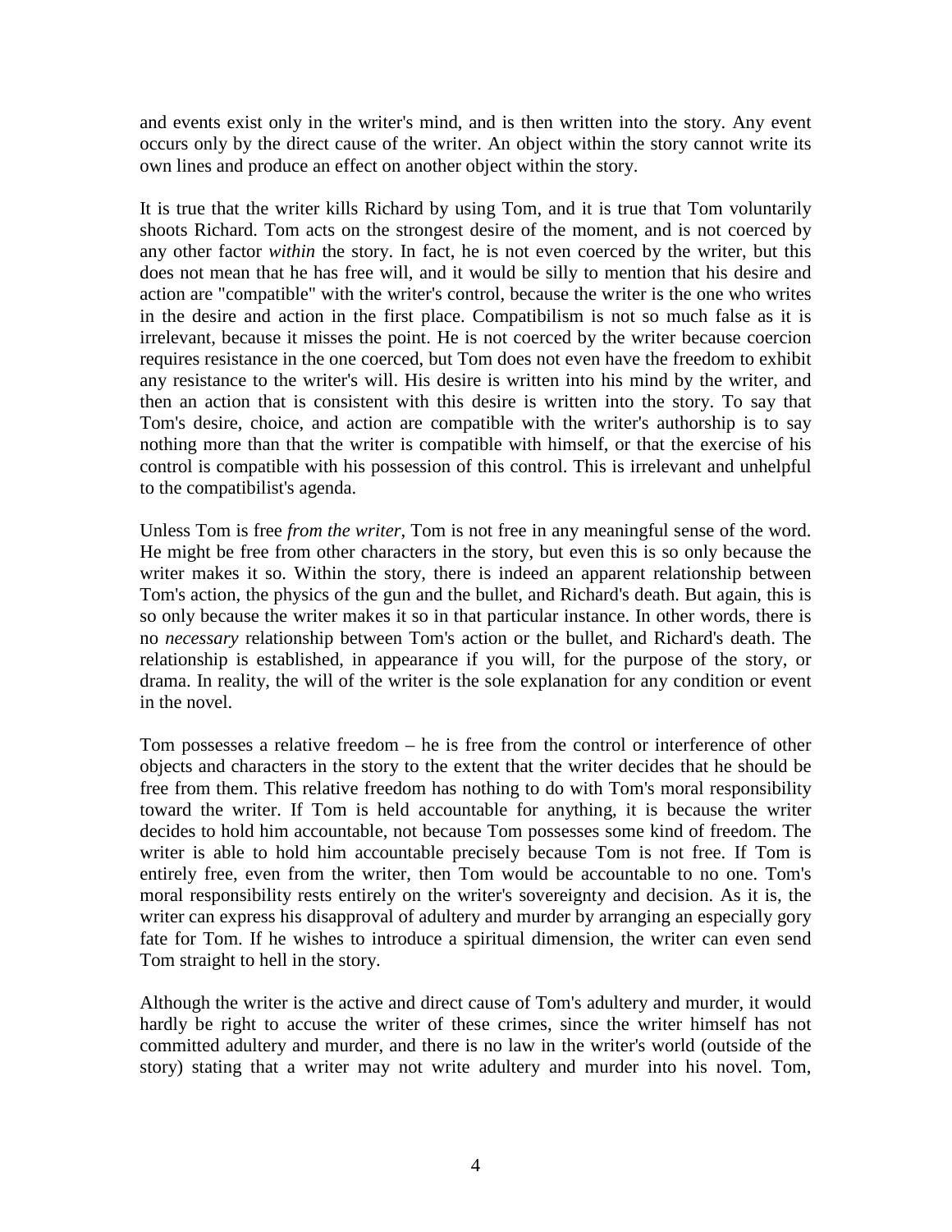and events exist only in the writer's mind, and is then written into the story. Any event occurs only by the direct cause of the writer. An object within the story cannot write its own lines and produce an effect on another object within the story.

It is true that the writer kills Richard by using Tom, and it is true that Tom voluntarily shoots Richard. Tom acts on the strongest desire of the moment, and is not coerced by any other factor *within* the story. In fact, he is not even coerced by the writer, but this does not mean that he has free will, and it would be silly to mention that his desire and action are "compatible" with the writer's control, because the writer is the one who writes in the desire and action in the first place. Compatibilism is not so much false as it is irrelevant, because it misses the point. He is not coerced by the writer because coercion requires resistance in the one coerced, but Tom does not even have the freedom to exhibit any resistance to the writer's will. His desire is written into his mind by the writer, and then an action that is consistent with this desire is written into the story. To say that Tom's desire, choice, and action are compatible with the writer's authorship is to say nothing more than that the writer is compatible with himself, or that the exercise of his control is compatible with his possession of this control. This is irrelevant and unhelpful to the compatibilist's agenda.

Unless Tom is free *from the writer*, Tom is not free in any meaningful sense of the word. He might be free from other characters in the story, but even this is so only because the writer makes it so. Within the story, there is indeed an apparent relationship between Tom's action, the physics of the gun and the bullet, and Richard's death. But again, this is so only because the writer makes it so in that particular instance. In other words, there is no *necessary* relationship between Tom's action or the bullet, and Richard's death. The relationship is established, in appearance if you will, for the purpose of the story, or drama. In reality, the will of the writer is the sole explanation for any condition or event in the novel.

Tom possesses a relative freedom – he is free from the control or interference of other objects and characters in the story to the extent that the writer decides that he should be free from them. This relative freedom has nothing to do with Tom's moral responsibility toward the writer. If Tom is held accountable for anything, it is because the writer decides to hold him accountable, not because Tom possesses some kind of freedom. The writer is able to hold him accountable precisely because Tom is not free. If Tom is entirely free, even from the writer, then Tom would be accountable to no one. Tom's moral responsibility rests entirely on the writer's sovereignty and decision. As it is, the writer can express his disapproval of adultery and murder by arranging an especially gory fate for Tom. If he wishes to introduce a spiritual dimension, the writer can even send Tom straight to hell in the story.

Although the writer is the active and direct cause of Tom's adultery and murder, it would hardly be right to accuse the writer of these crimes, since the writer himself has not committed adultery and murder, and there is no law in the writer's world (outside of the story) stating that a writer may not write adultery and murder into his novel. Tom,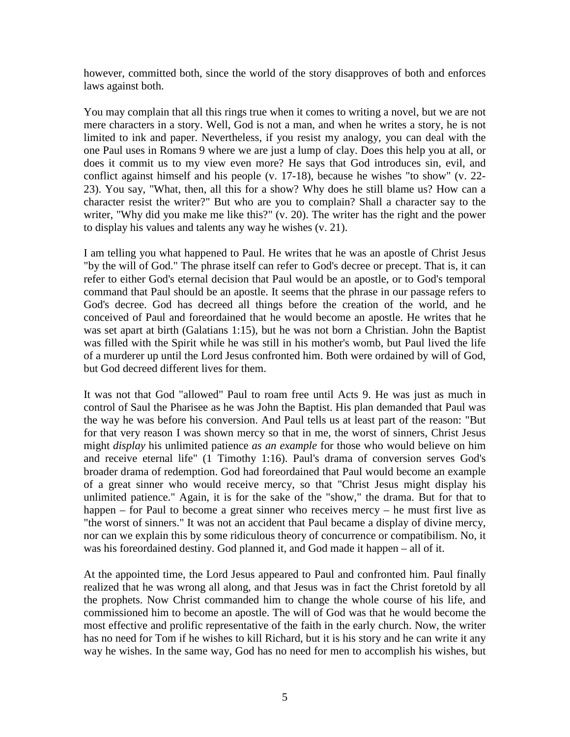however, committed both, since the world of the story disapproves of both and enforces laws against both.

You may complain that all this rings true when it comes to writing a novel, but we are not mere characters in a story. Well, God is not a man, and when he writes a story, he is not limited to ink and paper. Nevertheless, if you resist my analogy, you can deal with the one Paul uses in Romans 9 where we are just a lump of clay. Does this help you at all, or does it commit us to my view even more? He says that God introduces sin, evil, and conflict against himself and his people (v. 17-18), because he wishes "to show" (v. 22-23). You say, "What, then, all this for a show? Why does he still blame us? How can a character resist the writer?" But who are you to complain? Shall a character say to the writer, "Why did you make me like this?" (v. 20). The writer has the right and the power to display his values and talents any way he wishes (v. 21).

I am telling you what happened to Paul. He writes that he was an apostle of Christ Jesus "by the will of God." The phrase itself can refer to God's decree or precept. That is, it can refer to either God's eternal decision that Paul would be an apostle, or to God's temporal command that Paul should be an apostle. It seems that the phrase in our passage refers to God's decree. God has decreed all things before the creation of the world, and he conceived of Paul and foreordained that he would become an apostle. He writes that he was set apart at birth (Galatians 1:15), but he was not born a Christian. John the Baptist was filled with the Spirit while he was still in his mother's womb, but Paul lived the life of a murderer up until the Lord Jesus confronted him. Both were ordained by will of God, but God decreed different lives for them.

It was not that God "allowed" Paul to roam free until Acts 9. He was just as much in control of Saul the Pharisee as he was John the Baptist. His plan demanded that Paul was the way he was before his conversion. And Paul tells us at least part of the reason: "But for that very reason I was shown mercy so that in me, the worst of sinners, Christ Jesus might *display* his unlimited patience *as an example* for those who would believe on him and receive eternal life" (1 Timothy 1:16). Paul's drama of conversion serves God's broader drama of redemption. God had foreordained that Paul would become an example of a great sinner who would receive mercy, so that "Christ Jesus might display his unlimited patience." Again, it is for the sake of the "show," the drama. But for that to happen – for Paul to become a great sinner who receives mercy – he must first live as "the worst of sinners." It was not an accident that Paul became a display of divine mercy, nor can we explain this by some ridiculous theory of concurrence or compatibilism. No, it was his foreordained destiny. God planned it, and God made it happen – all of it.

At the appointed time, the Lord Jesus appeared to Paul and confronted him. Paul finally realized that he was wrong all along, and that Jesus was in fact the Christ foretold by all the prophets. Now Christ commanded him to change the whole course of his life, and commissioned him to become an apostle. The will of God was that he would become the most effective and prolific representative of the faith in the early church. Now, the writer has no need for Tom if he wishes to kill Richard, but it is his story and he can write it any way he wishes. In the same way, God has no need for men to accomplish his wishes, but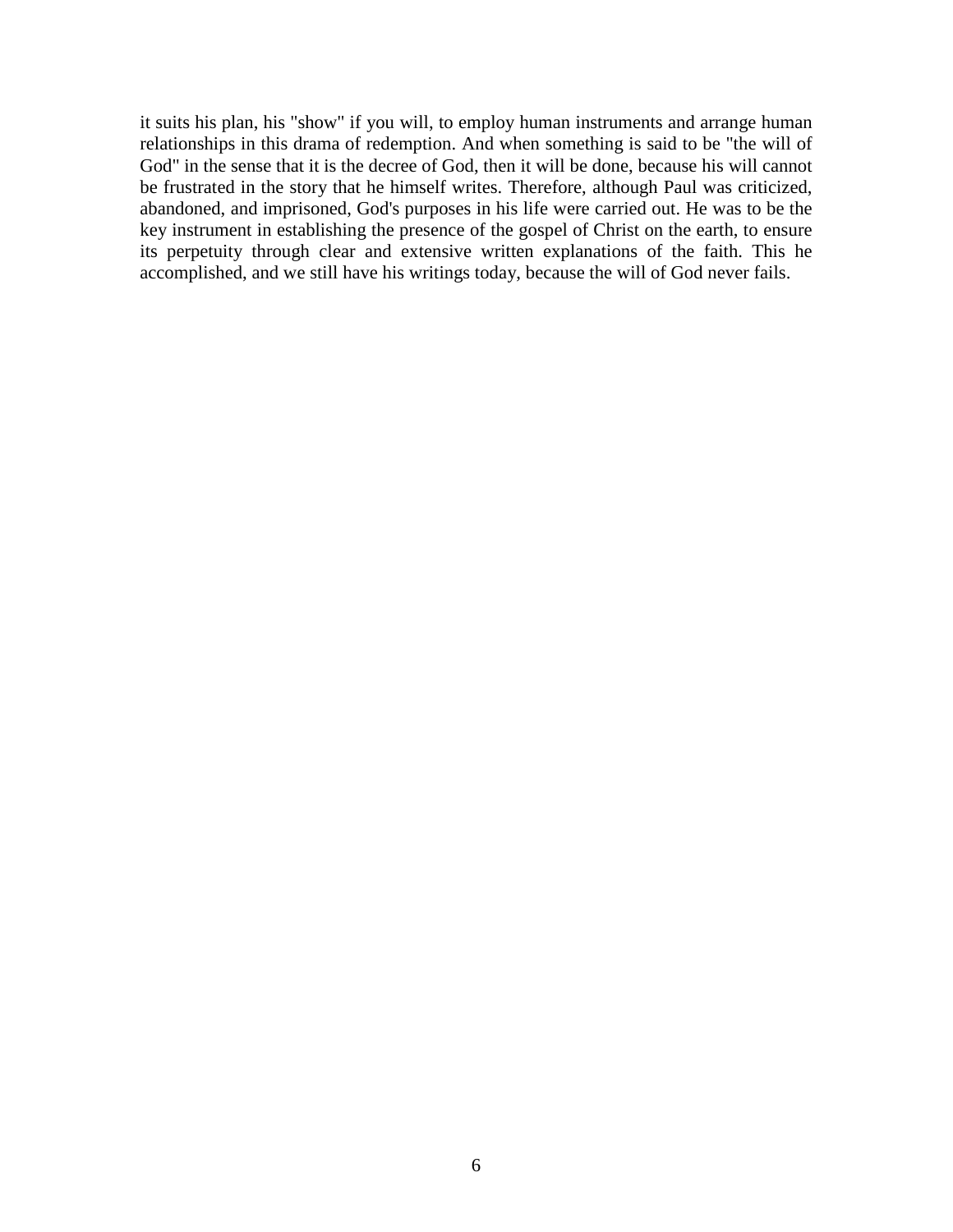it suits his plan, his "show" if you will, to employ human instruments and arrange human relationships in this drama of redemption. And when something is said to be "the will of God" in the sense that it is the decree of God, then it will be done, because his will cannot be frustrated in the story that he himself writes. Therefore, although Paul was criticized, abandoned, and imprisoned, God's purposes in his life were carried out. He was to be the key instrument in establishing the presence of the gospel of Christ on the earth, to ensure its perpetuity through clear and extensive written explanations of the faith. This he accomplished, and we still have his writings today, because the will of God never fails.